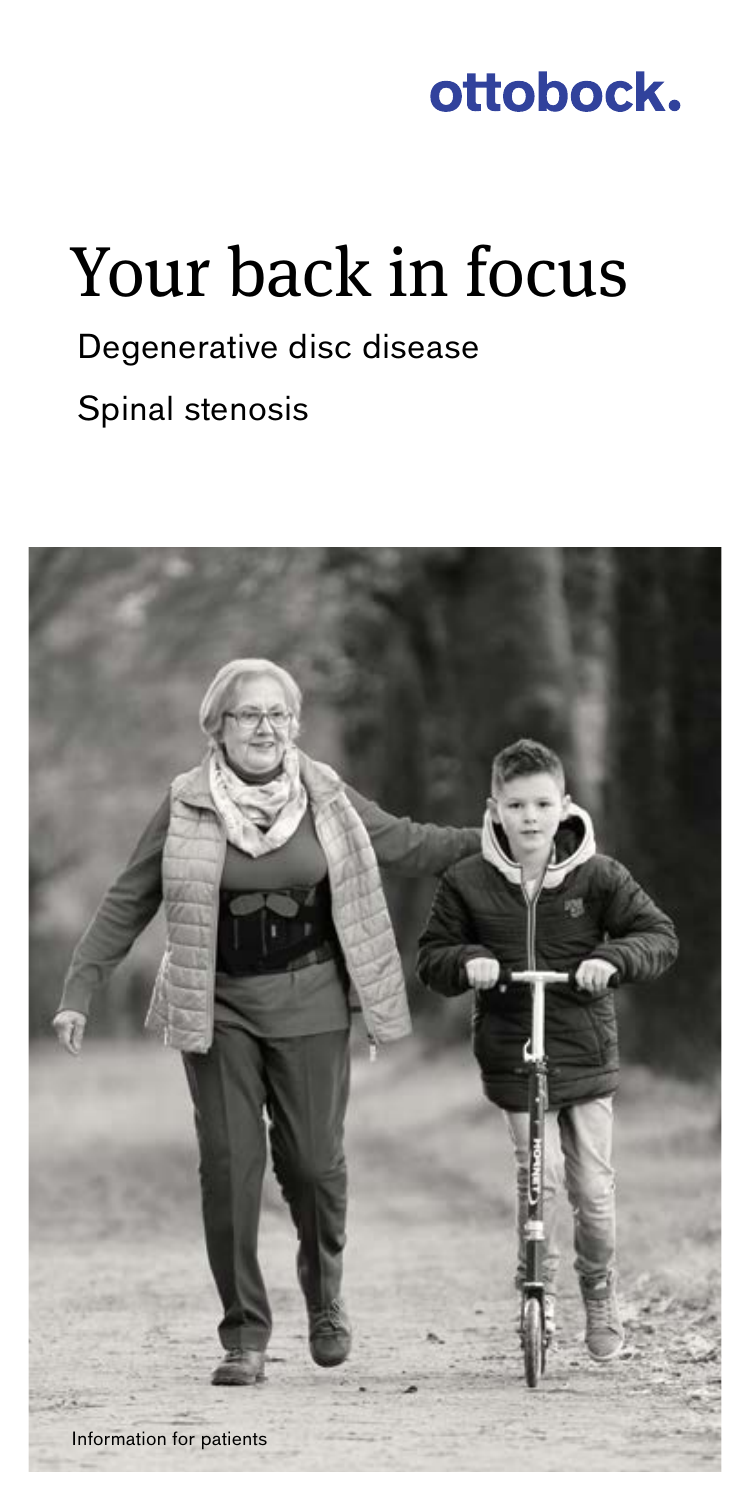ottobock.

# Your back in focus

Degenerative disc disease

Spinal stenosis

Information for patients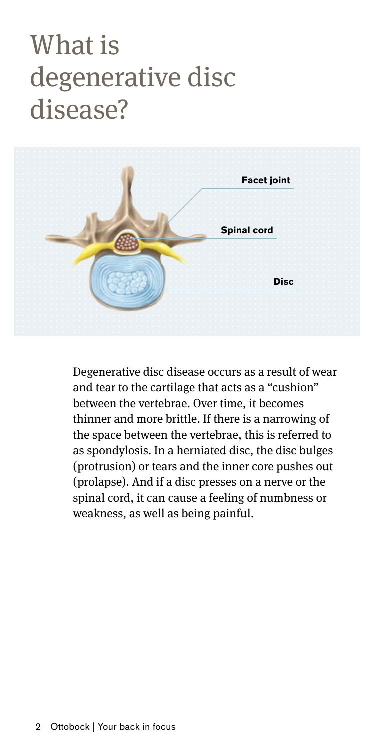# What is degenerative disc disease?

Facet joint

Spinal cord

Disc

Degenerative disc disease occurs as a result of wear and tear to the cartilage that acts as a "cushion" between the vertebrae. Over time, it becomes thinner and more brittle. If there is a narrowing of the space between the vertebrae, this is referred to as spondylosis. In a herniated disc, the disc bulges (protrusion) or tears and the inner core pushes out (prolapse). And if a disc presses on a nerve or the spinal cord, it can cause a feeling of numbness or weakness, as well as being painful.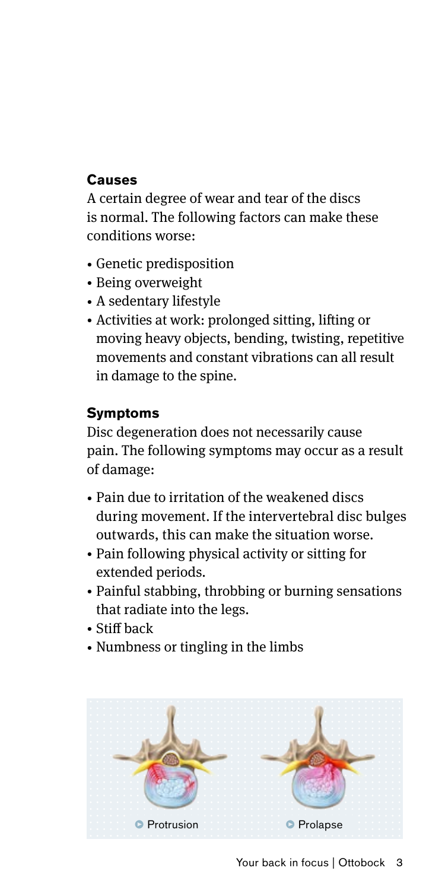## Causes

A certain degree of wear and tear of the discs is normal. The following factors can make these conditions worse:

- Genetic predisposition
- Being overweight
- A sedentary lifestyle
- Activities at work: prolonged sitting, lifting or moving heavy objects, bending, twisting, repetitive movements and constant vibrations can all result in damage to the spine.

## Symptoms

Disc degeneration does not necessarily cause pain. The following symptoms may occur as a result of damage:

- Pain due to irritation of the weakened discs during movement. If the intervertebral disc bulges outwards, this can make the situation worse.
- Pain following physical activity or sitting for extended periods.
- Painful stabbing, throbbing or burning sensations that radiate into the legs.
- Stiff back
- Numbness or tingling in the limbs

Protrusion

Prolapse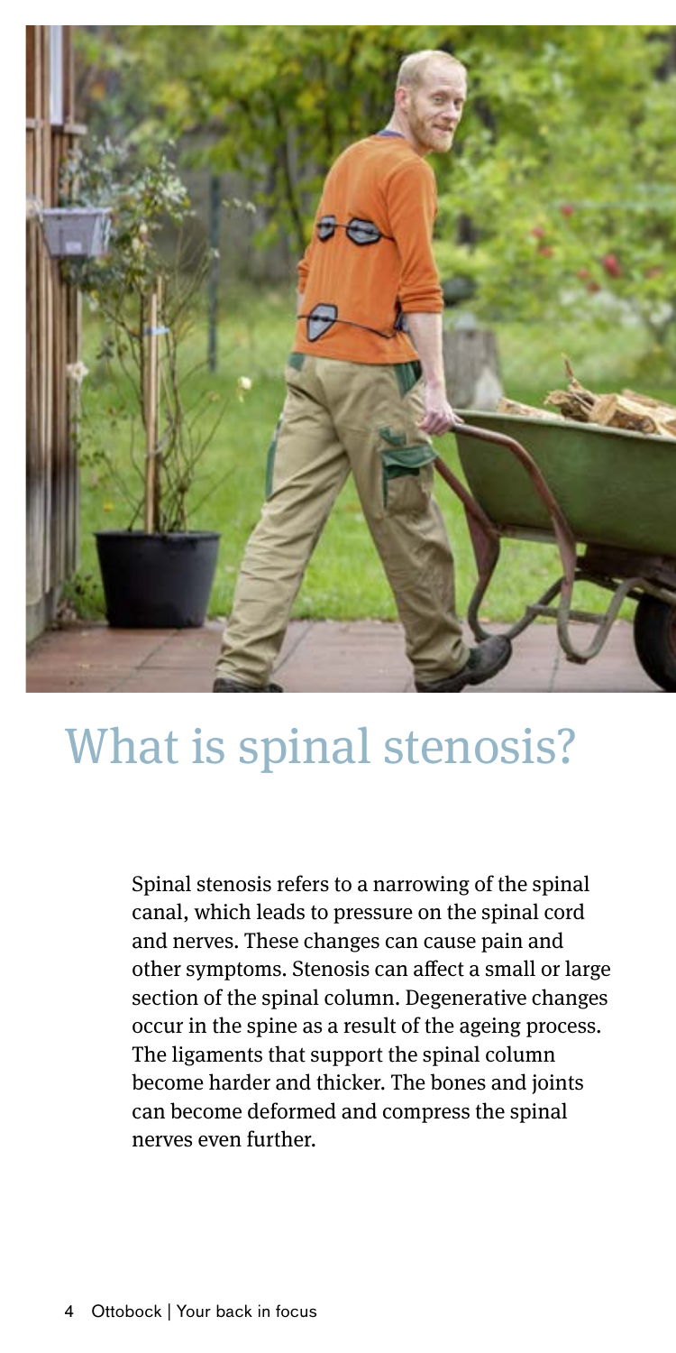# What is spinal stenosis?

Spinal stenosis refers to a narrowing of the spinal canal, which leads to pressure on the spinal cord and nerves. These changes can cause pain and other symptoms. Stenosis can affect a small or large section of the spinal column. Degenerative changes occur in the spine as a result of the ageing process. The ligaments that support the spinal column become harder and thicker. The bones and joints can become deformed and compress the spinal nerves even further.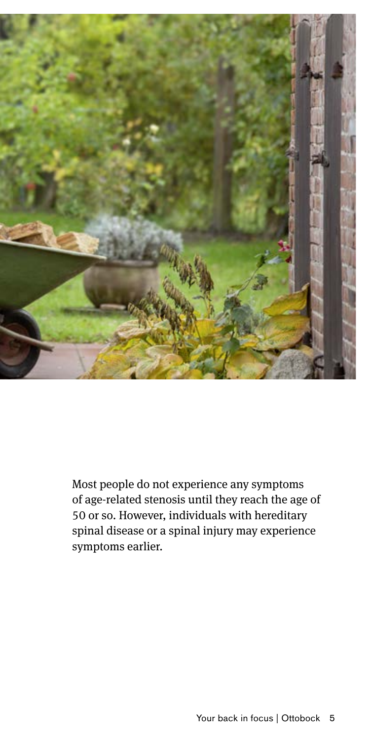Most people do not experience any symptoms of age-related stenosis until they reach the age of 50 or so. However, individuals with hereditary spinal disease or a spinal injury may experience symptoms earlier.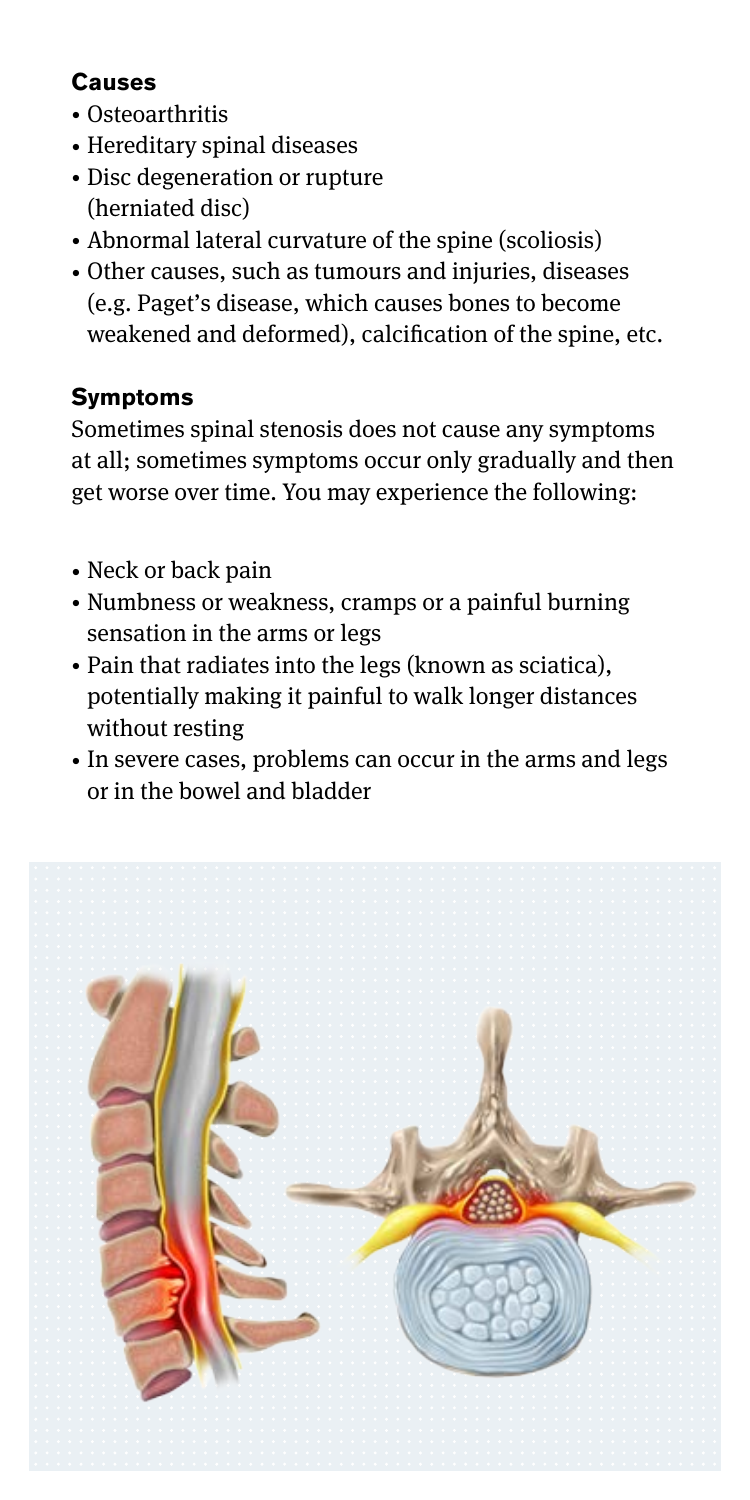### Causes

- Osteoarthritis
- Hereditary spinal diseases
- Disc degeneration or rupture (herniated disc)
- Abnormal lateral curvature of the spine (scoliosis)
- Other causes, such as tumours and injuries, diseases (e.g. Paget's disease, which causes bones to become weakened and deformed), calcification of the spine, etc.

### Symptoms

Sometimes spinal stenosis does not cause any symptoms at all; sometimes symptoms occur only gradually and then get worse over time. You may experience the following:

- Neck or back pain
- Numbness or weakness, cramps or a painful burning sensation in the arms or legs
- Pain that radiates into the legs (known as sciatica), potentially making it painful to walk longer distances without resting
- In severe cases, problems can occur in the arms and legs or in the bowel and bladder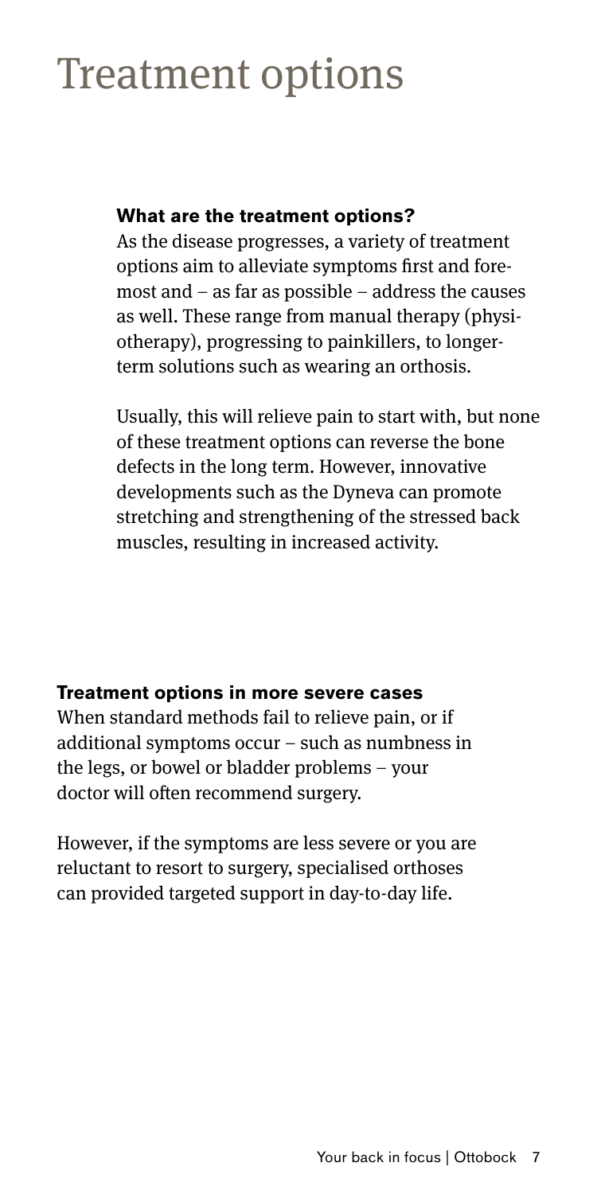# Treatment options

### What are the treatment options?

As the disease progresses, a variety of treatment options aim to alleviate symptoms first and foremost and – as far as possible – address the causes as well. These range from manual therapy (physiotherapy), progressing to painkillers, to longer-term solutions such as wearing an orthosis.

Usually, this will relieve pain to start with, but none of these treatment options can reverse the bone defects in the long term. However, innovative developments such as the Dyneva can promote stretching and strengthening of the stressed back muscles, resulting in increased activity.

### Treatment options in more severe cases

When standard methods fail to relieve pain, or if additional symptoms occur – such as numbness in the legs, or bowel or bladder problems – your doctor will often recommend surgery.

However, if the symptoms are less severe or you are reluctant to resort to surgery, specialised orthoses can provided targeted support in day-to-day life.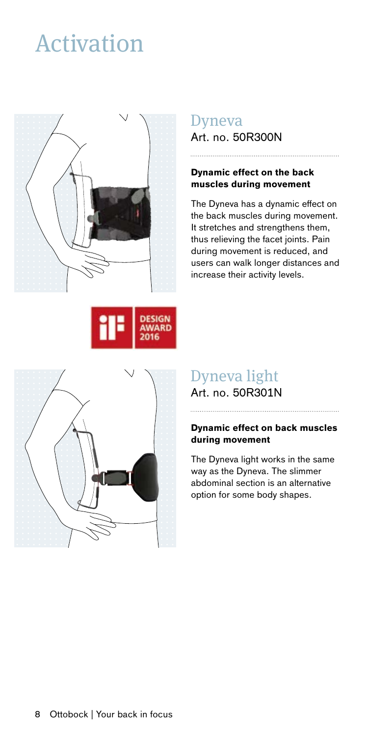# Activation

## Dyneva
Art. no. 50R300N

**Dynamic effect on the back muscles during movement**

The Dyneva has a dynamic effect on the back muscles during movement. It stretches and strengthens them, thus relieving the facet joints. Pain during movement is reduced, and users can walk longer distances and increase their activity levels.

iF DESIGN AWARD 2016

## Dyneva light
Art. no. 50R301N

**Dynamic effect on back muscles during movement**

The Dyneva light works in the same way as the Dyneva. The slimmer abdominal section is an alternative option for some body shapes.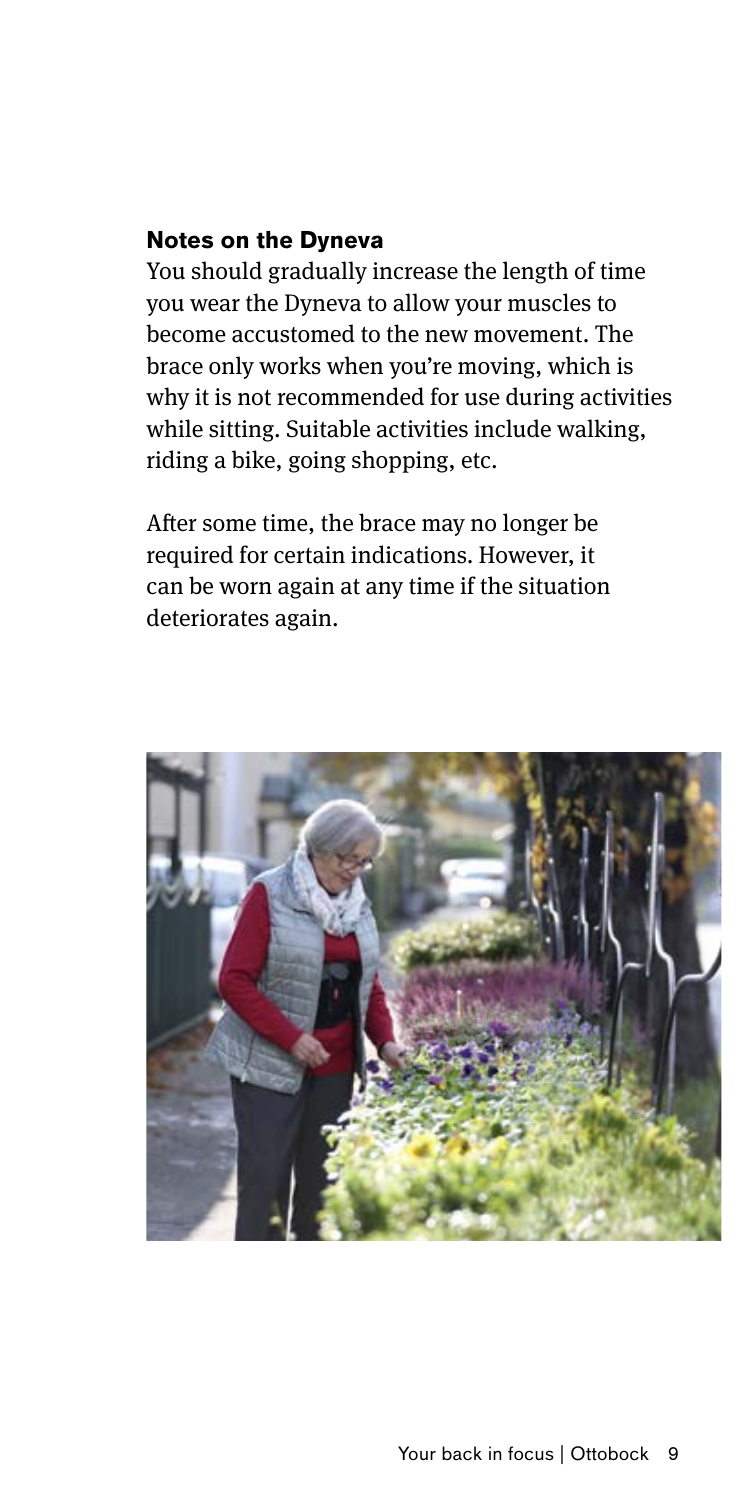**Notes on the Dyneva**

You should gradually increase the length of time you wear the Dyneva to allow your muscles to become accustomed to the new movement. The brace only works when you're moving, which is why it is not recommended for use during activities while sitting. Suitable activities include walking, riding a bike, going shopping, etc.

After some time, the brace may no longer be required for certain indications. However, it can be worn again at any time if the situation deteriorates again.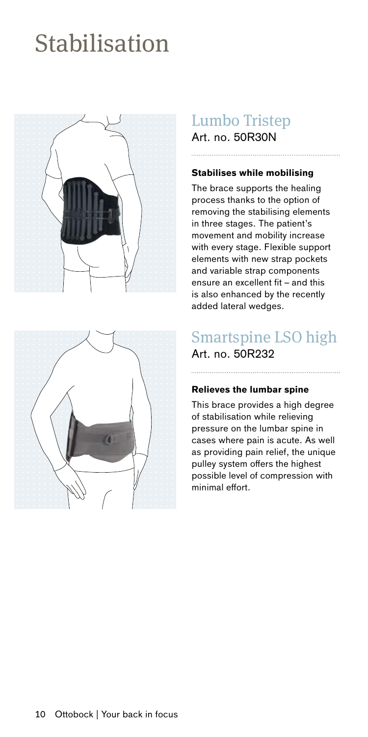# Stabilisation

## Lumbo Tristep
Art. no. 50R30N

### Stabilises while mobilising

The brace supports the healing process thanks to the option of removing the stabilising elements in three stages. The patient's movement and mobility increase with every stage. Flexible support elements with new strap pockets and variable strap components ensure an excellent fit – and this is also enhanced by the recently added lateral wedges.

## Smartspine LSO high
Art. no. 50R232

### Relieves the lumbar spine

This brace provides a high degree of stabilisation while relieving pressure on the lumbar spine in cases where pain is acute. As well as providing pain relief, the unique pulley system offers the highest possible level of compression with minimal effort.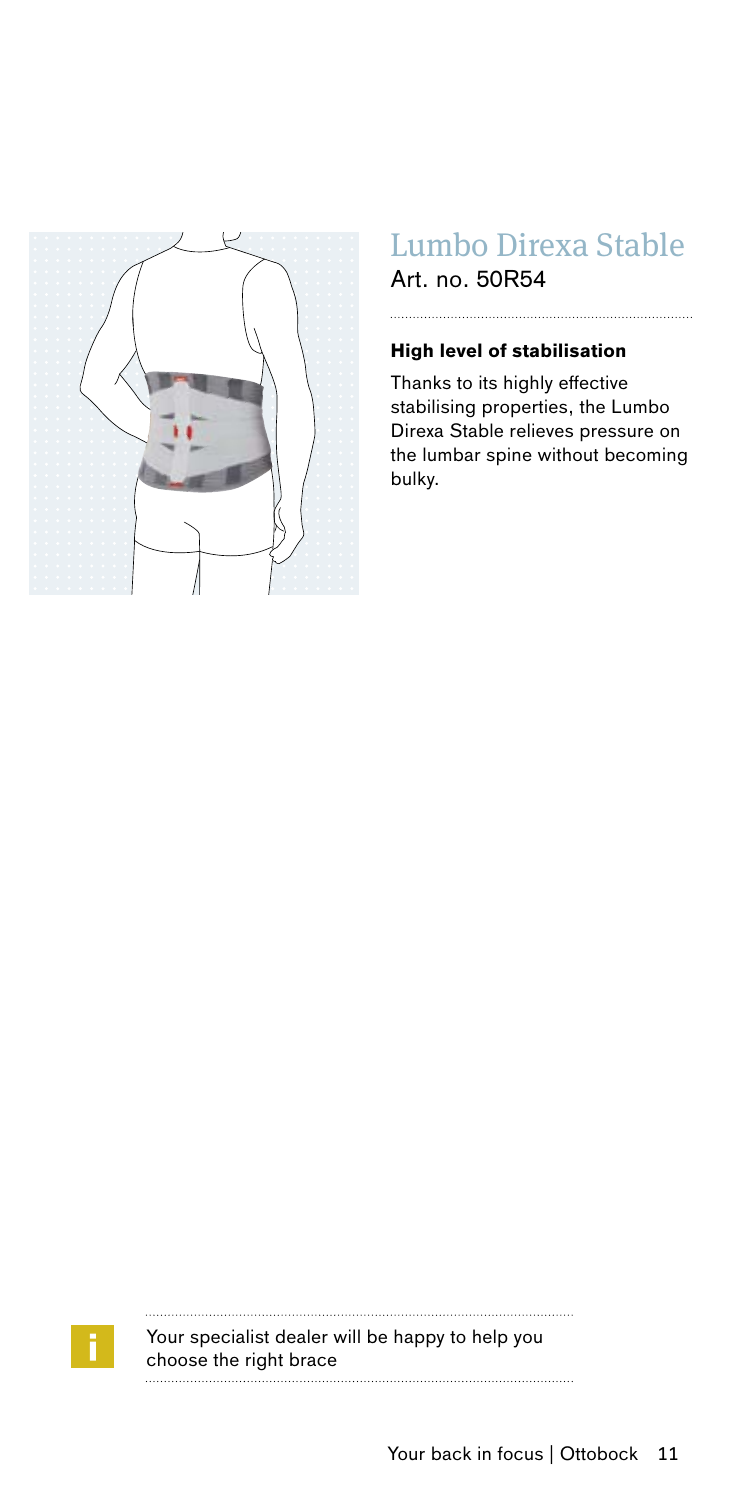## Lumbo Direxa Stable

Art. no. 50R54

**High level of stabilisation**

Thanks to its highly effective stabilising properties, the Lumbo Direxa Stable relieves pressure on the lumbar spine without becoming bulky.

Your specialist dealer will be happy to help you choose the right brace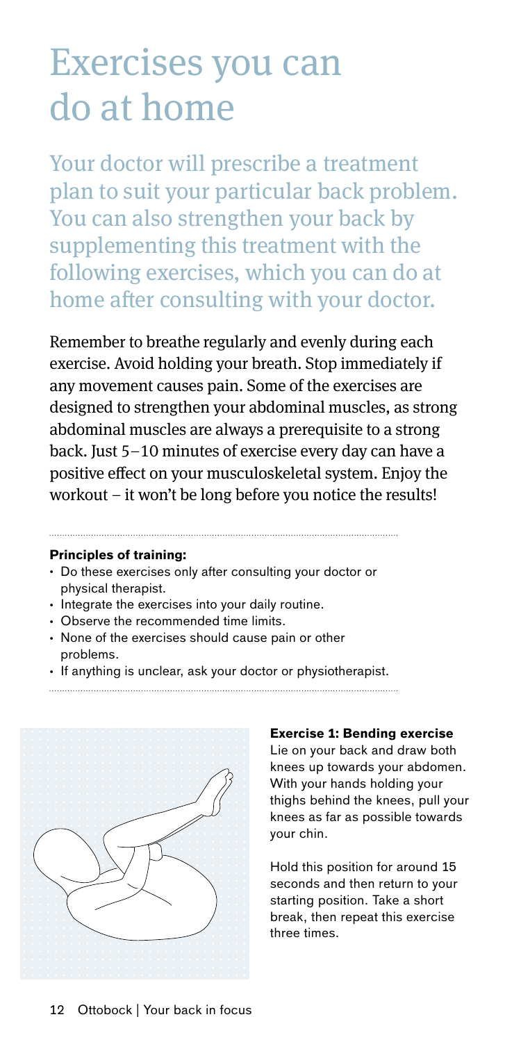# Exercises you can do at home

Your doctor will prescribe a treatment plan to suit your particular back problem. You can also strengthen your back by supplementing this treatment with the following exercises, which you can do at home after consulting with your doctor.

Remember to breathe regularly and evenly during each exercise. Avoid holding your breath. Stop immediately if any movement causes pain. Some of the exercises are designed to strengthen your abdominal muscles, as strong abdominal muscles are always a prerequisite to a strong back. Just 5–10 minutes of exercise every day can have a positive effect on your musculoskeletal system. Enjoy the workout – it won't be long before you notice the results!

**Principles of training:**

- Do these exercises only after consulting your doctor or physical therapist.
- Integrate the exercises into your daily routine.
- Observe the recommended time limits.
- None of the exercises should cause pain or other problems.
- If anything is unclear, ask your doctor or physiotherapist.

**Exercise 1: Bending exercise**

Lie on your back and draw both knees up towards your abdomen. With your hands holding your thighs behind the knees, pull your knees as far as possible towards your chin.

Hold this position for around 15 seconds and then return to your starting position. Take a short break, then repeat this exercise three times.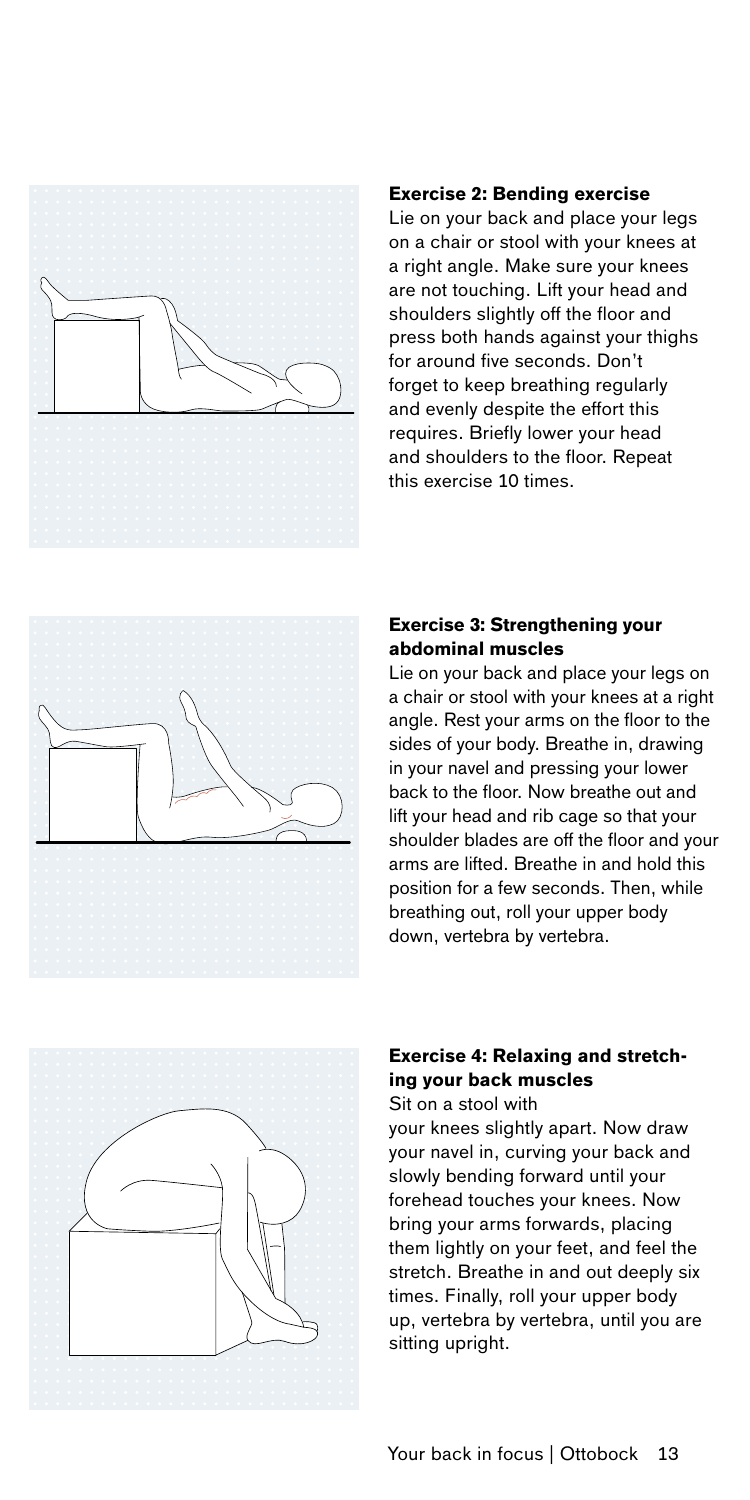**Exercise 2: Bending exercise**

Lie on your back and place your legs on a chair or stool with your knees at a right angle. Make sure your knees are not touching. Lift your head and shoulders slightly off the floor and press both hands against your thighs for around five seconds. Don't forget to keep breathing regularly and evenly despite the effort this requires. Briefly lower your head and shoulders to the floor. Repeat this exercise 10 times.

**Exercise 3: Strengthening your abdominal muscles**

Lie on your back and place your legs on a chair or stool with your knees at a right angle. Rest your arms on the floor to the sides of your body. Breathe in, drawing in your navel and pressing your lower back to the floor. Now breathe out and lift your head and rib cage so that your shoulder blades are off the floor and your arms are lifted. Breathe in and hold this position for a few seconds. Then, while breathing out, roll your upper body down, vertebra by vertebra.

**Exercise 4: Relaxing and stretching your back muscles**

Sit on a stool with your knees slightly apart. Now draw your navel in, curving your back and slowly bending forward until your forehead touches your knees. Now bring your arms forwards, placing them lightly on your feet, and feel the stretch. Breathe in and out deeply six times. Finally, roll your upper body up, vertebra by vertebra, until you are sitting upright.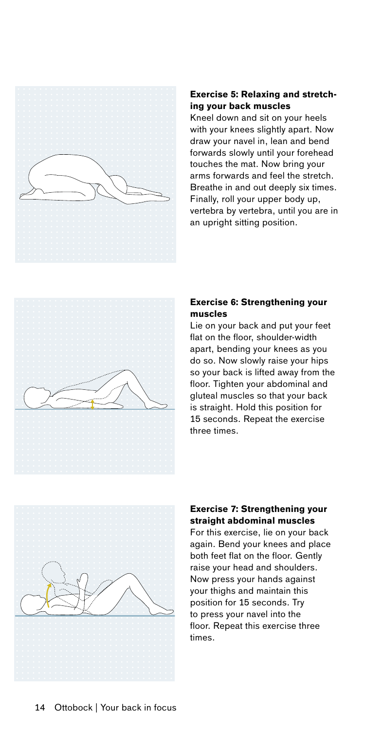### Exercise 5: Relaxing and stretching your back muscles

Kneel down and sit on your heels with your knees slightly apart. Now draw your navel in, lean and bend forwards slowly until your forehead touches the mat. Now bring your arms forwards and feel the stretch. Breathe in and out deeply six times. Finally, roll your upper body up, vertebra by vertebra, until you are in an upright sitting position.

### Exercise 6: Strengthening your muscles

Lie on your back and put your feet flat on the floor, shoulder-width apart, bending your knees as you do so. Now slowly raise your hips so your back is lifted away from the floor. Tighten your abdominal and gluteal muscles so that your back is straight. Hold this position for 15 seconds. Repeat the exercise three times.

### Exercise 7: Strengthening your straight abdominal muscles

For this exercise, lie on your back again. Bend your knees and place both feet flat on the floor. Gently raise your head and shoulders. Now press your hands against your thighs and maintain this position for 15 seconds. Try to press your navel into the floor. Repeat this exercise three times.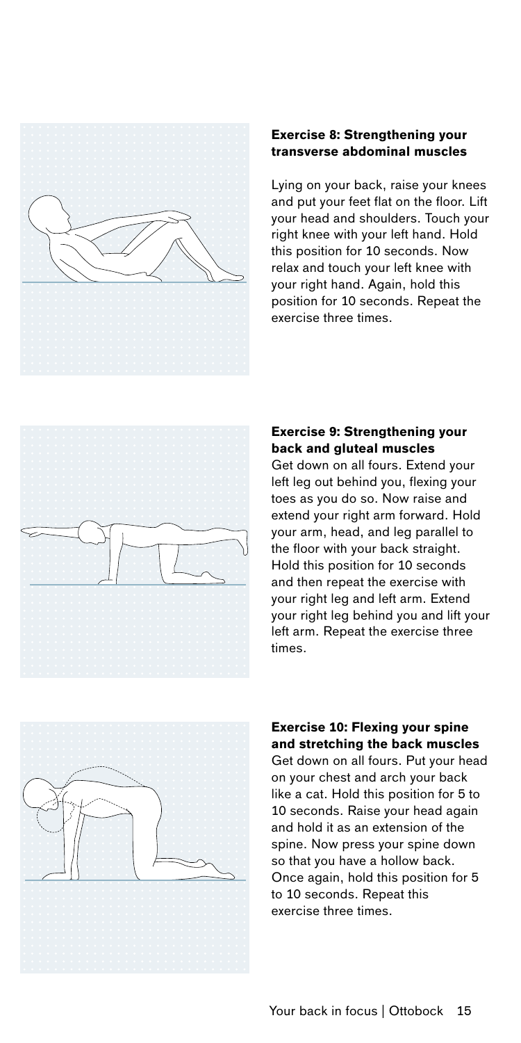### Exercise 8: Strengthening your transverse abdominal muscles

Lying on your back, raise your knees and put your feet flat on the floor. Lift your head and shoulders. Touch your right knee with your left hand. Hold this position for 10 seconds. Now relax and touch your left knee with your right hand. Again, hold this position for 10 seconds. Repeat the exercise three times.

### Exercise 9: Strengthening your back and gluteal muscles

Get down on all fours. Extend your left leg out behind you, flexing your toes as you do so. Now raise and extend your right arm forward. Hold your arm, head, and leg parallel to the floor with your back straight. Hold this position for 10 seconds and then repeat the exercise with your right leg and left arm. Extend your right leg behind you and lift your left arm. Repeat the exercise three times.

### Exercise 10: Flexing your spine and stretching the back muscles

Get down on all fours. Put your head on your chest and arch your back like a cat. Hold this position for 5 to 10 seconds. Raise your head again and hold it as an extension of the spine. Now press your spine down so that you have a hollow back. Once again, hold this position for 5 to 10 seconds. Repeat this exercise three times.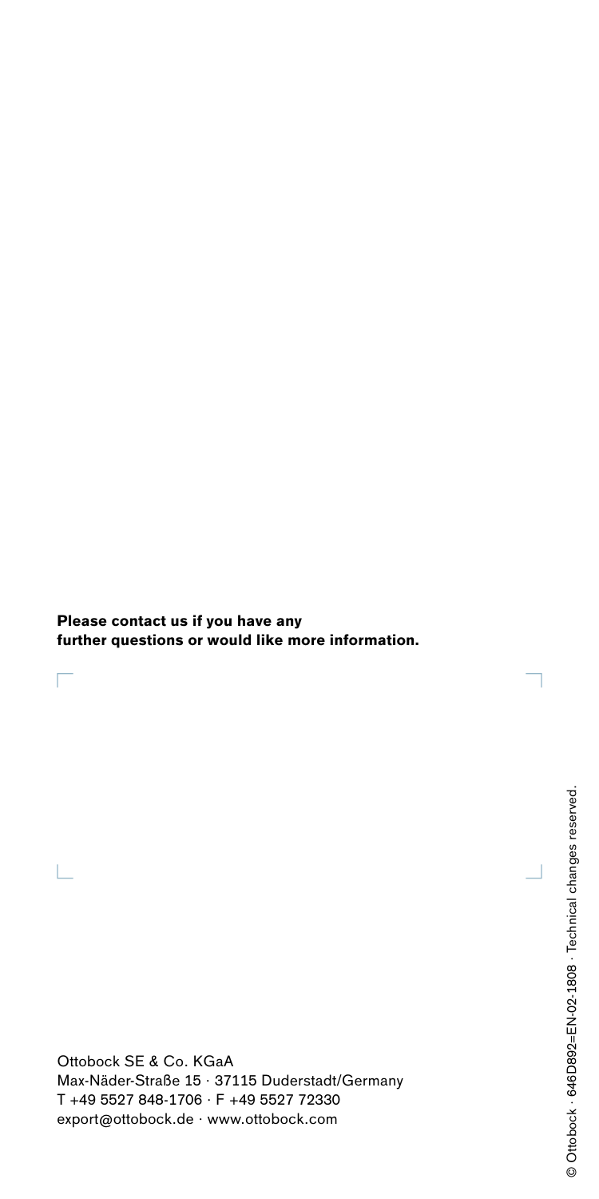**Please contact us if you have any further questions or would like more information.**

Ottobock SE & Co. KGaA
Max-Näder-Straße 15 · 37115 Duderstadt/Germany
T +49 5527 848-1706 · F +49 5527 72330
export@ottobock.de · www.ottobock.com

© Ottobock · 646D892=EN-02-1808 · Technical changes reserved.